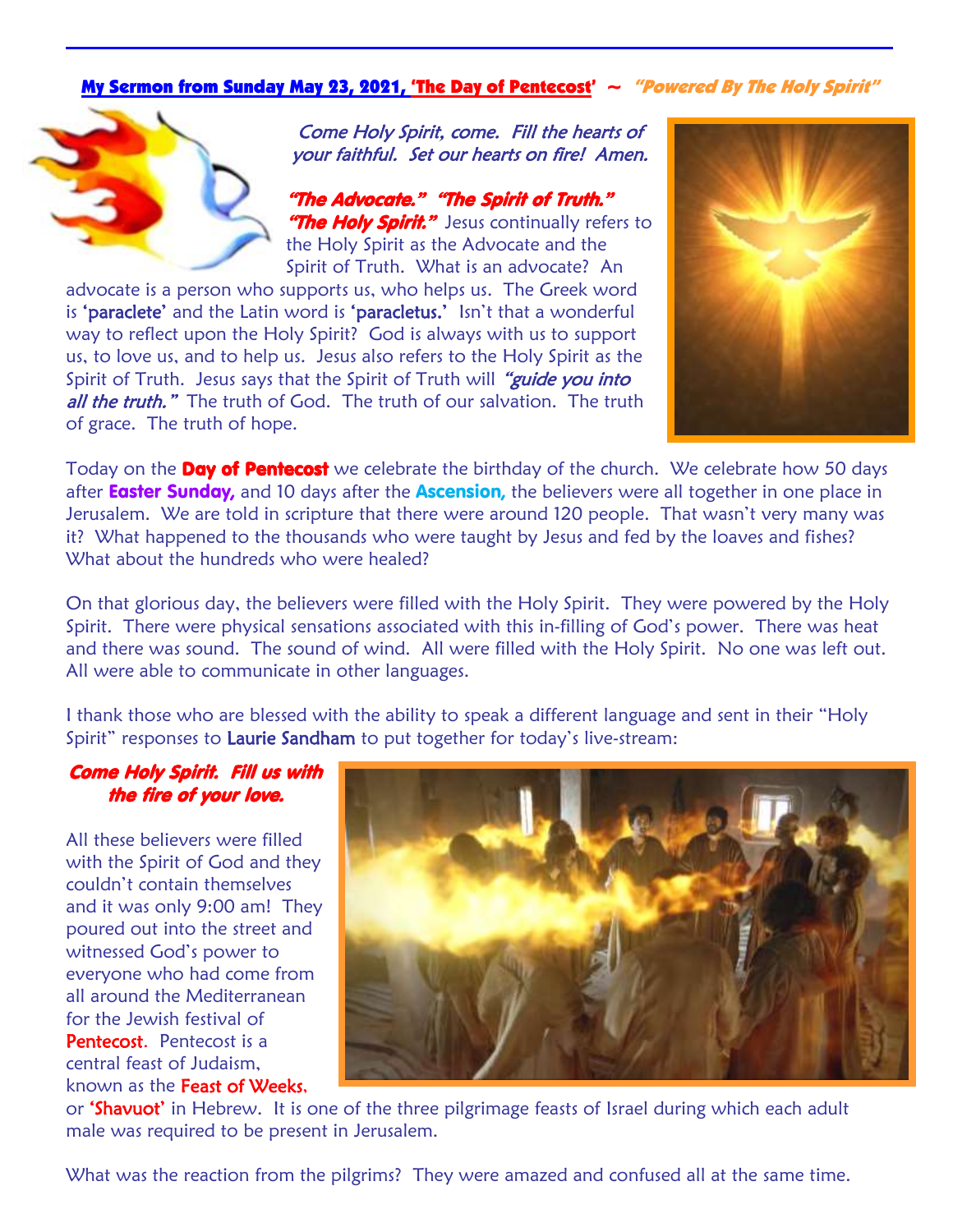## My Sermon from Sunday May 23, 2021, 'The Day of Pentecost' ~ *"Powered By The Holy Spirit"*

*Come Holy Spirit, come. Fill the hearts of your faithful. Set our hearts on fire! Amen.*

***"The Advocate." "The Spirit of Truth." "The Holy Spirit."*** Jesus continually refers to the Holy Spirit as the Advocate and the Spirit of Truth. What is an advocate? An advocate is a person who supports us, who helps us. The Greek word is 'paraclete' and the Latin word is 'paracletus.' Isn't that a wonderful way to reflect upon the Holy Spirit? God is always with us to support us, to love us, and to help us. Jesus also refers to the Holy Spirit as the Spirit of Truth. Jesus says that the Spirit of Truth will ***"guide you into all the truth."*** The truth of God. The truth of our salvation. The truth of grace. The truth of hope.

Today on the **Day of Pentecost** we celebrate the birthday of the church. We celebrate how 50 days after **Easter Sunday,** and 10 days after the **Ascension,** the believers were all together in one place in Jerusalem. We are told in scripture that there were around 120 people. That wasn't very many was it? What happened to the thousands who were taught by Jesus and fed by the loaves and fishes? What about the hundreds who were healed?

On that glorious day, the believers were filled with the Holy Spirit. They were powered by the Holy Spirit. There were physical sensations associated with this in-filling of God's power. There was heat and there was sound. The sound of wind. All were filled with the Holy Spirit. No one was left out. All were able to communicate in other languages.

I thank those who are blessed with the ability to speak a different language and sent in their "Holy Spirit" responses to Laurie Sandham to put together for today's live-stream:

***Come Holy Spirit. Fill us with the fire of your love.***

All these believers were filled with the Spirit of God and they couldn't contain themselves and it was only 9:00 am! They poured out into the street and witnessed God's power to everyone who had come from all around the Mediterranean for the Jewish festival of Pentecost. Pentecost is a central feast of Judaism, known as the Feast of Weeks, or 'Shavuot' in Hebrew. It is one of the three pilgrimage feasts of Israel during which each adult male was required to be present in Jerusalem.

What was the reaction from the pilgrims? They were amazed and confused all at the same time.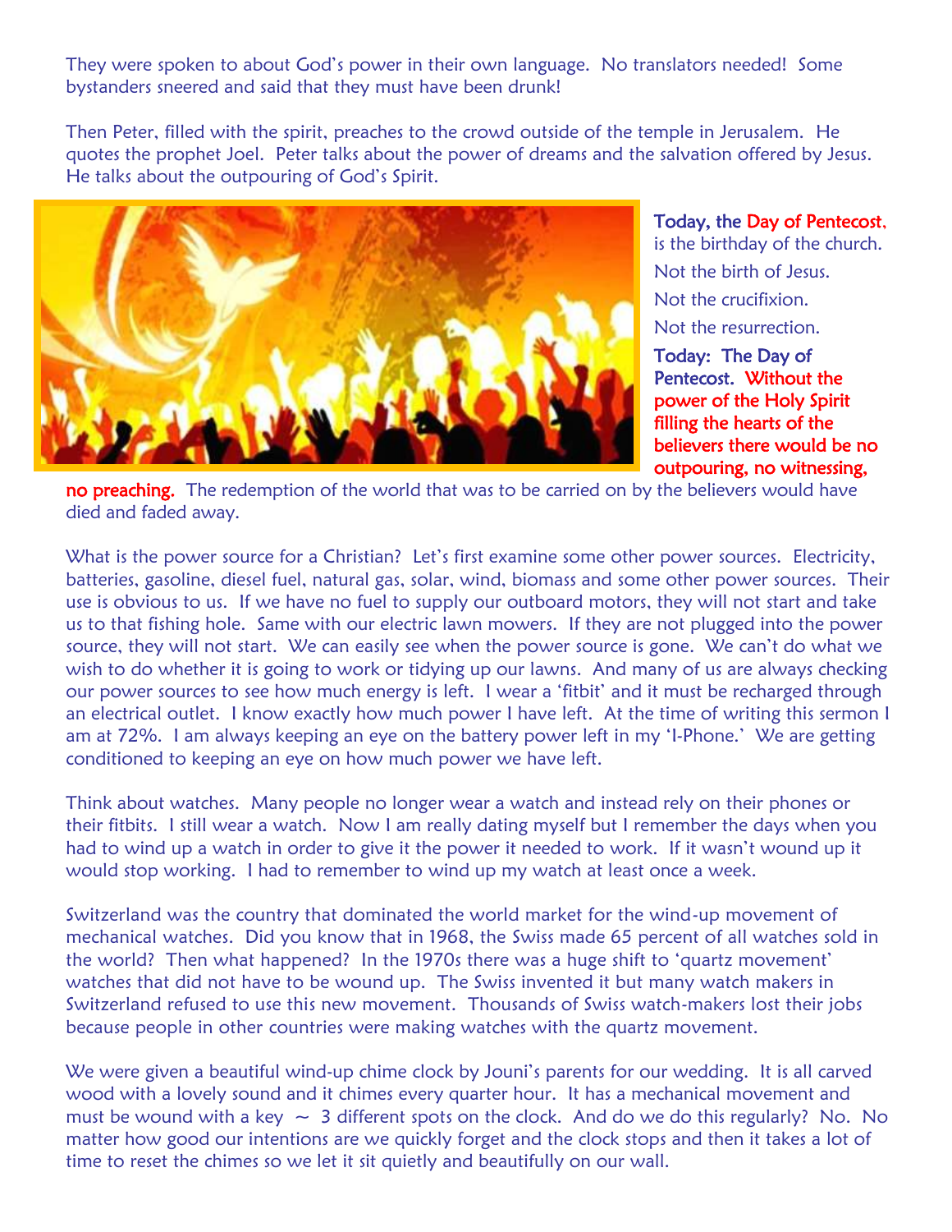They were spoken to about God's power in their own language. No translators needed! Some bystanders sneered and said that they must have been drunk!

Then Peter, filled with the spirit, preaches to the crowd outside of the temple in Jerusalem. He quotes the prophet Joel. Peter talks about the power of dreams and the salvation offered by Jesus. He talks about the outpouring of God's Spirit.

**Today, the Day of Pentecost,** is the birthday of the church.

Not the birth of Jesus.

Not the crucifixion.

Not the resurrection.

**Today: The Day of Pentecost. Without the power of the Holy Spirit filling the hearts of the believers there would be no outpouring, no witnessing, no preaching.** The redemption of the world that was to be carried on by the believers would have died and faded away.

What is the power source for a Christian? Let's first examine some other power sources. Electricity, batteries, gasoline, diesel fuel, natural gas, solar, wind, biomass and some other power sources. Their use is obvious to us. If we have no fuel to supply our outboard motors, they will not start and take us to that fishing hole. Same with our electric lawn mowers. If they are not plugged into the power source, they will not start. We can easily see when the power source is gone. We can't do what we wish to do whether it is going to work or tidying up our lawns. And many of us are always checking our power sources to see how much energy is left. I wear a 'fitbit' and it must be recharged through an electrical outlet. I know exactly how much power I have left. At the time of writing this sermon I am at 72%. I am always keeping an eye on the battery power left in my 'I-Phone.' We are getting conditioned to keeping an eye on how much power we have left.

Think about watches. Many people no longer wear a watch and instead rely on their phones or their fitbits. I still wear a watch. Now I am really dating myself but I remember the days when you had to wind up a watch in order to give it the power it needed to work. If it wasn't wound up it would stop working. I had to remember to wind up my watch at least once a week.

Switzerland was the country that dominated the world market for the wind-up movement of mechanical watches. Did you know that in 1968, the Swiss made 65 percent of all watches sold in the world? Then what happened? In the 1970s there was a huge shift to 'quartz movement' watches that did not have to be wound up. The Swiss invented it but many watch makers in Switzerland refused to use this new movement. Thousands of Swiss watch-makers lost their jobs because people in other countries were making watches with the quartz movement.

We were given a beautiful wind-up chime clock by Jouni's parents for our wedding. It is all carved wood with a lovely sound and it chimes every quarter hour. It has a mechanical movement and must be wound with a key ~ 3 different spots on the clock. And do we do this regularly? No. No matter how good our intentions are we quickly forget and the clock stops and then it takes a lot of time to reset the chimes so we let it sit quietly and beautifully on our wall.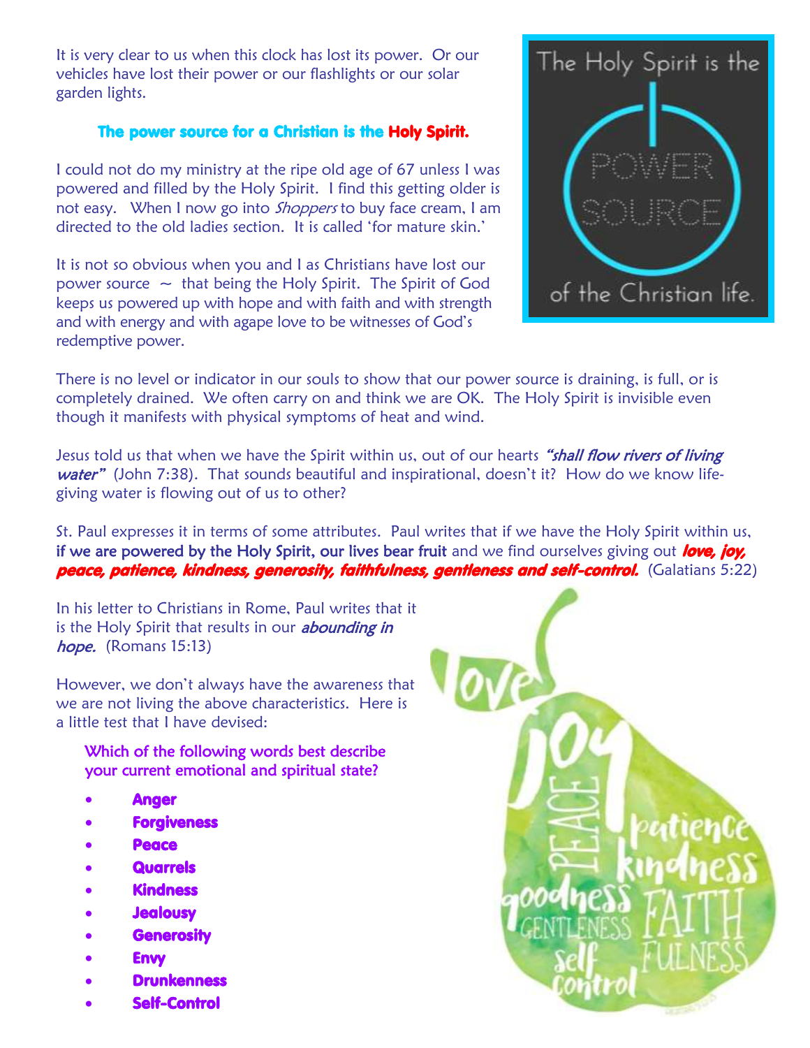It is very clear to us when this clock has lost its power. Or our vehicles have lost their power or our flashlights or our solar garden lights.

**The power source for a Christian is the Holy Spirit.**

I could not do my ministry at the ripe old age of 67 unless I was powered and filled by the Holy Spirit. I find this getting older is not easy. When I now go into *Shoppers* to buy face cream, I am directed to the old ladies section. It is called 'for mature skin.'

It is not so obvious when you and I as Christians have lost our power source ~ that being the Holy Spirit. The Spirit of God keeps us powered up with hope and with faith and with strength and with energy and with agape love to be witnesses of God's redemptive power.

There is no level or indicator in our souls to show that our power source is draining, is full, or is completely drained. We often carry on and think we are OK. The Holy Spirit is invisible even though it manifests with physical symptoms of heat and wind.

Jesus told us that when we have the Spirit within us, out of our hearts ***"shall flow rivers of living water"*** (John 7:38). That sounds beautiful and inspirational, doesn't it? How do we know life-giving water is flowing out of us to other?

St. Paul expresses it in terms of some attributes. Paul writes that if we have the Holy Spirit within us, **if we are powered by the Holy Spirit, our lives bear fruit** and we find ourselves giving out ***love, joy, peace, patience, kindness, generosity, faithfulness, gentleness and self-control.*** (Galatians 5:22)

In his letter to Christians in Rome, Paul writes that it is the Holy Spirit that results in our *abounding in hope.* (Romans 15:13)

However, we don't always have the awareness that we are not living the above characteristics. Here is a little test that I have devised:

Which of the following words best describe your current emotional and spiritual state?

- **Anger**
- **Forgiveness**
- **Peace**
- **Quarrels**
- **Kindness**
- **Jealousy**
- **Generosity**
- **Envy**
- **Drunkenness**
- **Self-Control**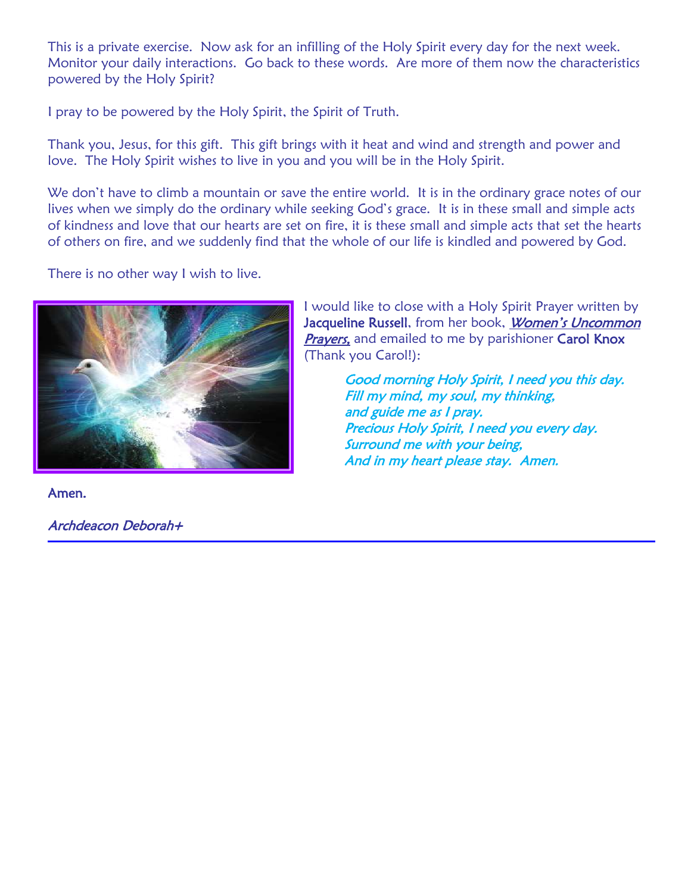This is a private exercise. Now ask for an infilling of the Holy Spirit every day for the next week. Monitor your daily interactions. Go back to these words. Are more of them now the characteristics powered by the Holy Spirit?

I pray to be powered by the Holy Spirit, the Spirit of Truth.

Thank you, Jesus, for this gift. This gift brings with it heat and wind and strength and power and love. The Holy Spirit wishes to live in you and you will be in the Holy Spirit.

We don't have to climb a mountain or save the entire world. It is in the ordinary grace notes of our lives when we simply do the ordinary while seeking God's grace. It is in these small and simple acts of kindness and love that our hearts are set on fire, it is these small and simple acts that set the hearts of others on fire, and we suddenly find that the whole of our life is kindled and powered by God.

There is no other way I wish to live.

I would like to close with a Holy Spirit Prayer written by **Jacqueline Russell**, from her book, ***Women's Uncommon Prayers,*** and emailed to me by parishioner **Carol Knox** (Thank you Carol!):

> *Good morning Holy Spirit, I need you this day.*
> *Fill my mind, my soul, my thinking,*
> *and guide me as I pray.*
> *Precious Holy Spirit, I need you every day.*
> *Surround me with your being,*
> *And in my heart please stay. Amen.*

**Amen.**

*Archdeacon Deborah+*